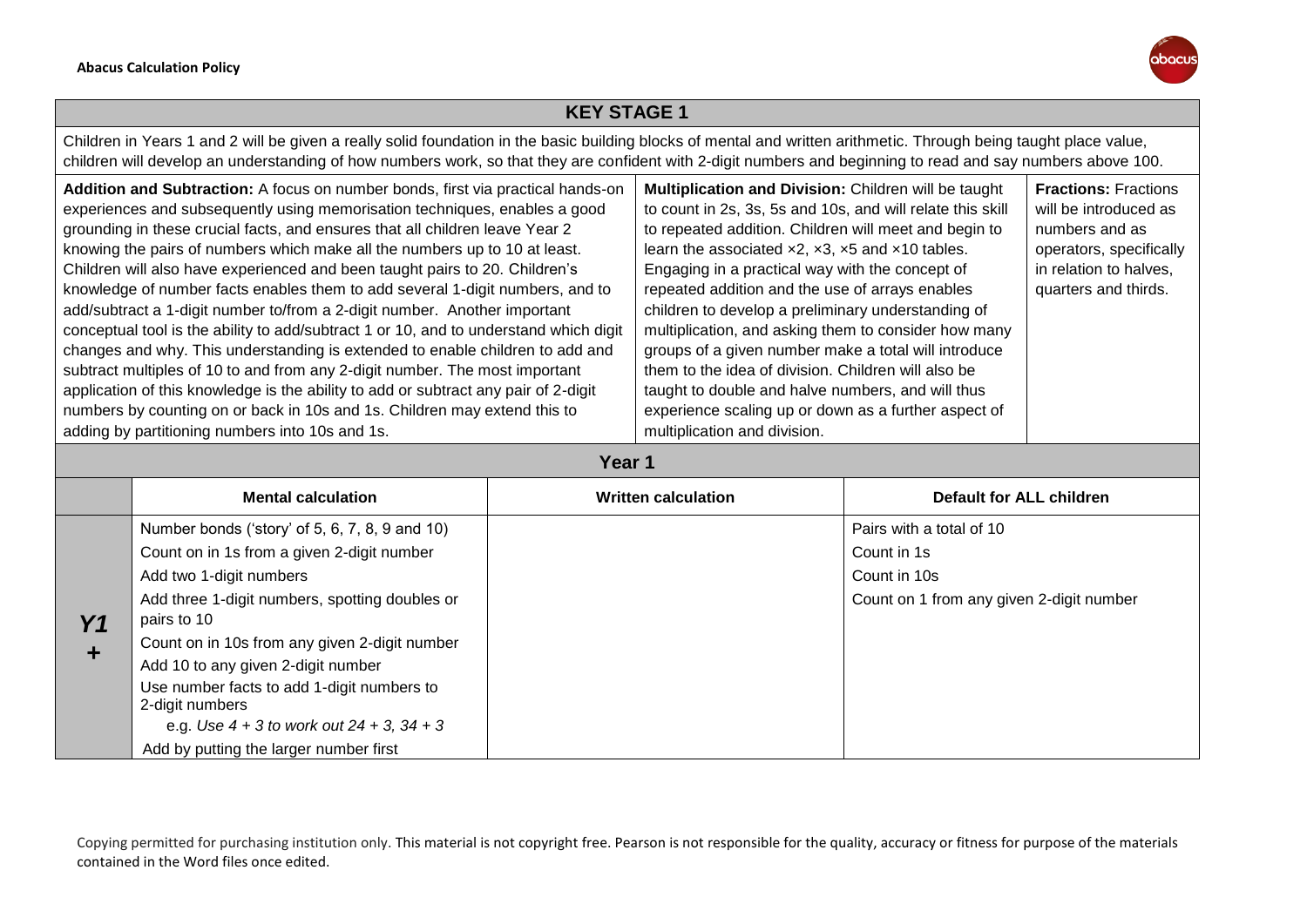# KEY STAGE 1

Children in Years 1 and 2 will be given a really solid foundation in the basic building blocks of mental and written arithmetic. Through being taught place value, children will develop an understanding of how numbers work, so that they are confident with 2-digit numbers and beginning to read and say numbers above 100.

**Addition and Subtraction:** A focus on number bonds, first via practical hands-on experiences and subsequently using memorisation techniques, enables a good grounding in these crucial facts, and ensures that all children leave Year 2 knowing the pairs of numbers which make all the numbers up to 10 at least. Children will also have experienced and been taught pairs to 20. Children's knowledge of number facts enables them to add several 1-digit numbers, and to add/subtract a 1-digit number to/from a 2-digit number. Another important conceptual tool is the ability to add/subtract 1 or 10, and to understand which digit changes and why. This understanding is extended to enable children to add and subtract multiples of 10 to and from any 2-digit number. The most important application of this knowledge is the ability to add or subtract any pair of 2-digit numbers by counting on or back in 10s and 1s. Children may extend this to adding by partitioning numbers into 10s and 1s.

**Multiplication and Division:** Children will be taught to count in 2s, 3s, 5s and 10s, and will relate this skill to repeated addition. Children will meet and begin to learn the associated ×2, ×3, ×5 and ×10 tables. Engaging in a practical way with the concept of repeated addition and the use of arrays enables children to develop a preliminary understanding of multiplication, and asking them to consider how many groups of a given number make a total will introduce them to the idea of division. Children will also be taught to double and halve numbers, and will thus experience scaling up or down as a further aspect of multiplication and division.

**Fractions:** Fractions will be introduced as numbers and as operators, specifically in relation to halves, quarters and thirds.

## Year 1

| | Mental calculation | Written calculation | Default for ALL children |
|---|---|---|---|
| ***Y1*** **+** | Number bonds ('story' of 5, 6, 7, 8, 9 and 10)<br>Count on in 1s from a given 2-digit number<br>Add two 1-digit numbers<br>Add three 1-digit numbers, spotting doubles or pairs to 10<br>Count on in 10s from any given 2-digit number<br>Add 10 to any given 2-digit number<br>Use number facts to add 1-digit numbers to 2-digit numbers<br>e.g. *Use 4 + 3 to work out 24 + 3, 34 + 3*<br>Add by putting the larger number first | | Pairs with a total of 10<br>Count in 1s<br>Count in 10s<br>Count on 1 from any given 2-digit number |

Copying permitted for purchasing institution only. This material is not copyright free. Pearson is not responsible for the quality, accuracy or fitness for purpose of the materials contained in the Word files once edited.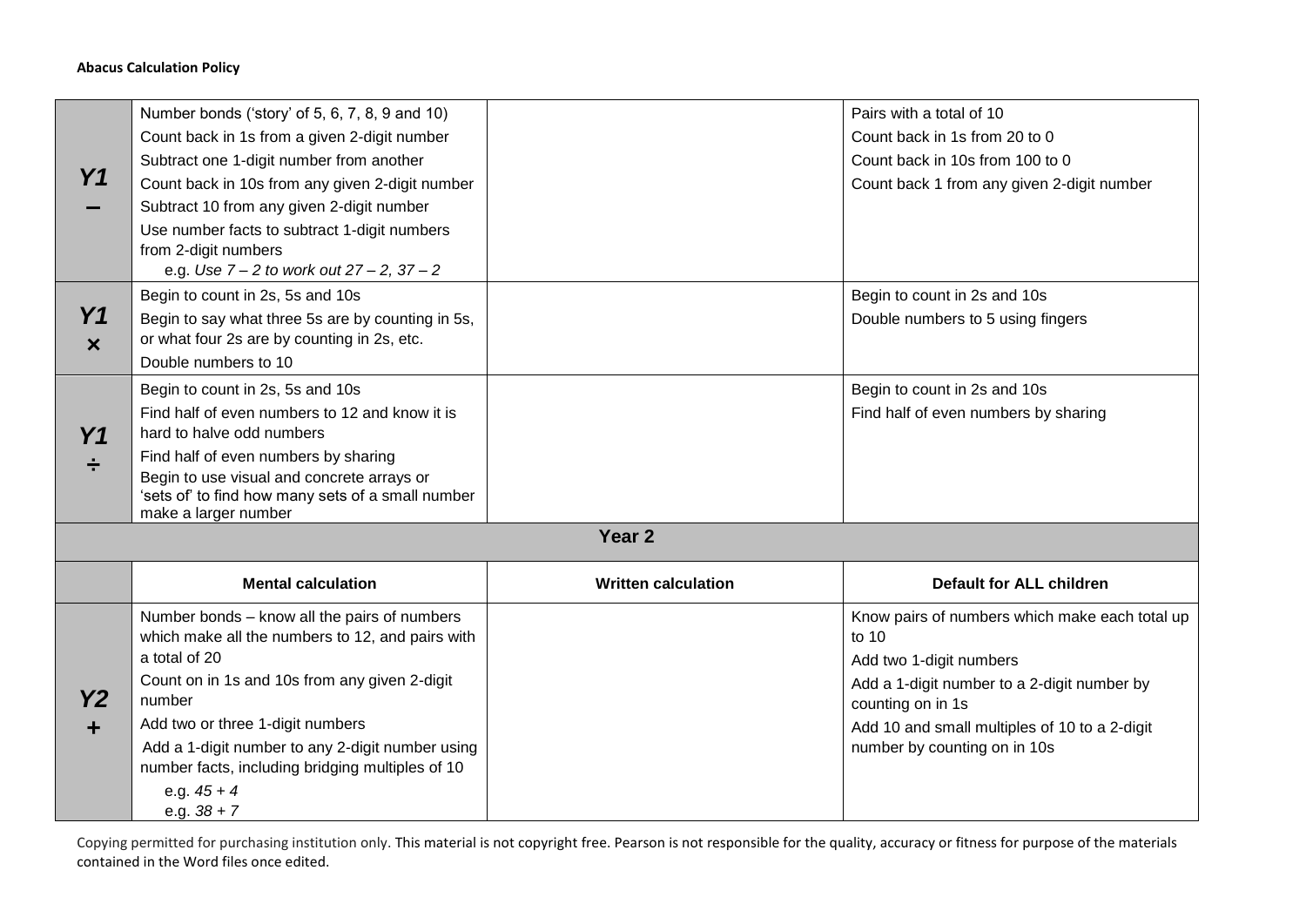**Abacus Calculation Policy**

| | | | |
|---|---|---|---|
| ***Y1*** **–** | Number bonds ('story' of 5, 6, 7, 8, 9 and 10)<br>Count back in 1s from a given 2-digit number<br>Subtract one 1-digit number from another<br>Count back in 10s from any given 2-digit number<br>Subtract 10 from any given 2-digit number<br>Use number facts to subtract 1-digit numbers from 2-digit numbers<br>e.g. *Use 7 – 2 to work out 27 – 2, 37 – 2* | | Pairs with a total of 10<br>Count back in 1s from 20 to 0<br>Count back in 10s from 100 to 0<br>Count back 1 from any given 2-digit number |
| ***Y1*** **×** | Begin to count in 2s, 5s and 10s<br>Begin to say what three 5s are by counting in 5s, or what four 2s are by counting in 2s, etc.<br>Double numbers to 10 | | Begin to count in 2s and 10s<br>Double numbers to 5 using fingers |
| ***Y1*** **÷** | Begin to count in 2s, 5s and 10s<br>Find half of even numbers to 12 and know it is hard to halve odd numbers<br>Find half of even numbers by sharing<br>Begin to use visual and concrete arrays or 'sets of' to find how many sets of a small number make a larger number | | Begin to count in 2s and 10s<br>Find half of even numbers by sharing |
| **Year 2** | | | |
| | **Mental calculation** | **Written calculation** | **Default for ALL children** |
| ***Y2*** **+** | Number bonds – know all the pairs of numbers which make all the numbers to 12, and pairs with a total of 20<br>Count on in 1s and 10s from any given 2-digit number<br>Add two or three 1-digit numbers<br>Add a 1-digit number to any 2-digit number using number facts, including bridging multiples of 10<br>e.g. *45 + 4*<br>e.g. *38 + 7* | | Know pairs of numbers which make each total up to 10<br>Add two 1-digit numbers<br>Add a 1-digit number to a 2-digit number by counting on in 1s<br>Add 10 and small multiples of 10 to a 2-digit number by counting on in 10s |

Copying permitted for purchasing institution only. This material is not copyright free. Pearson is not responsible for the quality, accuracy or fitness for purpose of the materials contained in the Word files once edited.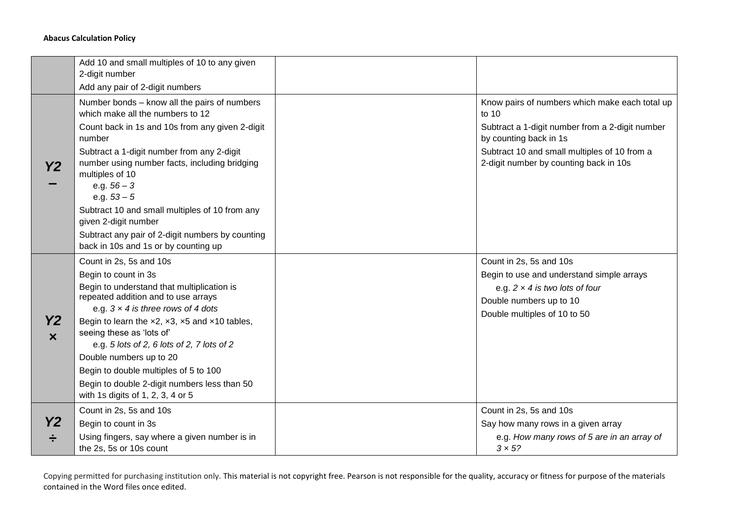| | | | |
|---|---|---|---|
| | Add 10 and small multiples of 10 to any given 2-digit number<br>Add any pair of 2-digit numbers | | |
| **Y2 –** | Number bonds – know all the pairs of numbers which make all the numbers to 12<br>Count back in 1s and 10s from any given 2-digit number<br>Subtract a 1-digit number from any 2-digit number using number facts, including bridging multiples of 10<br>e.g. *56 – 3*<br>e.g. *53 – 5*<br>Subtract 10 and small multiples of 10 from any given 2-digit number<br>Subtract any pair of 2-digit numbers by counting back in 10s and 1s or by counting up | | Know pairs of numbers which make each total up to 10<br>Subtract a 1-digit number from a 2-digit number by counting back in 1s<br>Subtract 10 and small multiples of 10 from a 2-digit number by counting back in 10s |
| **Y2 ×** | Count in 2s, 5s and 10s<br>Begin to count in 3s<br>Begin to understand that multiplication is repeated addition and to use arrays<br>e.g. *3 × 4 is three rows of 4 dots*<br>Begin to learn the ×2, ×3, ×5 and ×10 tables, seeing these as 'lots of'<br>e.g. *5 lots of 2, 6 lots of 2, 7 lots of 2*<br>Double numbers up to 20<br>Begin to double multiples of 5 to 100<br>Begin to double 2-digit numbers less than 50 with 1s digits of 1, 2, 3, 4 or 5 | | Count in 2s, 5s and 10s<br>Begin to use and understand simple arrays<br>e.g. *2 × 4 is two lots of four*<br>Double numbers up to 10<br>Double multiples of 10 to 50 |
| **Y2 ÷** | Count in 2s, 5s and 10s<br>Begin to count in 3s<br>Using fingers, say where a given number is in the 2s, 5s or 10s count | | Count in 2s, 5s and 10s<br>Say how many rows in a given array<br>e.g. *How many rows of 5 are in an array of 3 × 5?* |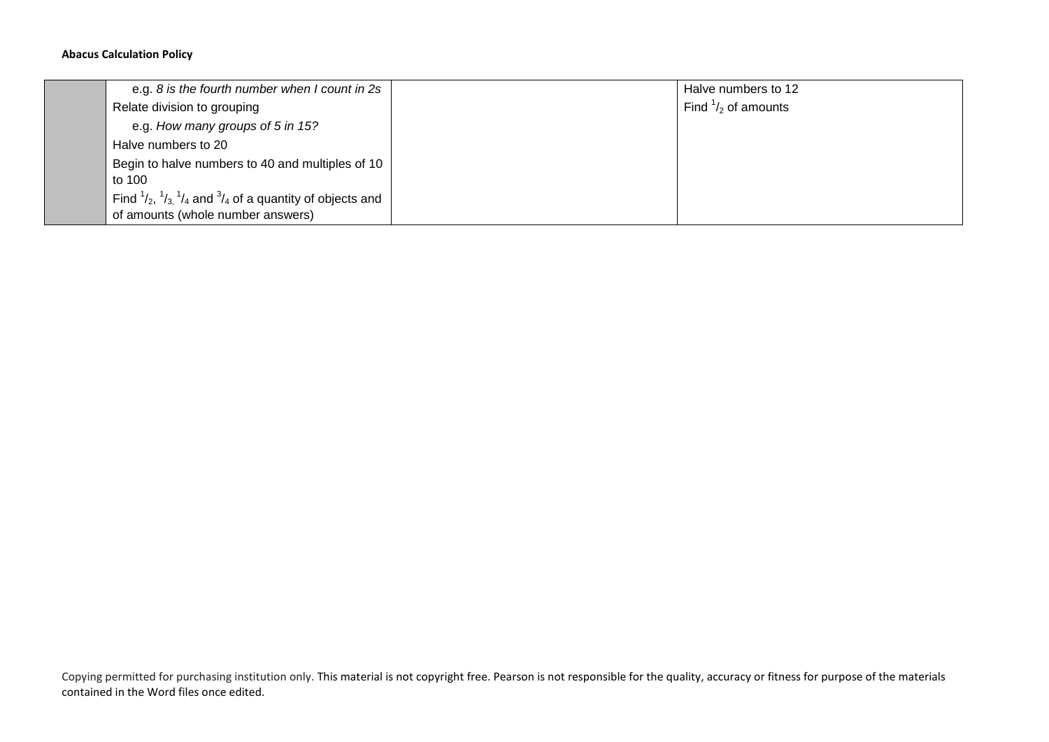| | | | |
|---|---|---|---|
| | e.g. *8 is the fourth number when I count in 2s*<br>Relate division to grouping<br>e.g. *How many groups of 5 in 15?*<br>Halve numbers to 20<br>Begin to halve numbers to 40 and multiples of 10 to 100<br>Find $^1/_2$, $^1/_3$, $^1/_4$ and $^3/_4$ of a quantity of objects and of amounts (whole number answers) | | Halve numbers to 12<br>Find $^1/_2$ of amounts |

Copying permitted for purchasing institution only. This material is not copyright free. Pearson is not responsible for the quality, accuracy or fitness for purpose of the materials contained in the Word files once edited.